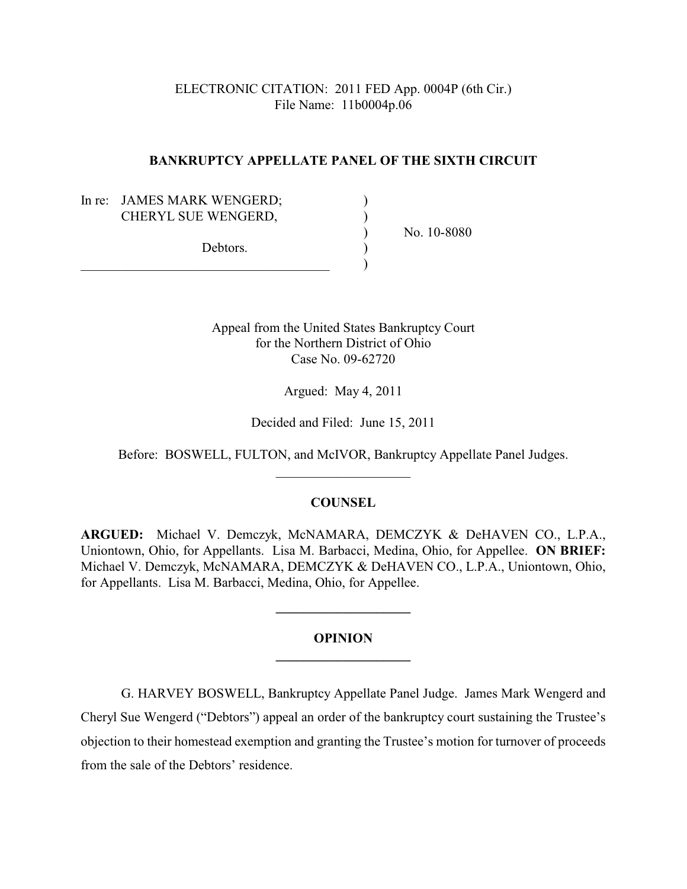ELECTRONIC CITATION: 2011 FED App. 0004P (6th Cir.)
File Name: 11b0004p.06

**BANKRUPTCY APPELLATE PANEL OF THE SIXTH CIRCUIT**

In re: JAMES MARK WENGERD;
CHERYL SUE WENGERD,

Debtors.

No. 10-8080

Appeal from the United States Bankruptcy Court
for the Northern District of Ohio
Case No. 09-62720

Argued: May 4, 2011

Decided and Filed: June 15, 2011

Before: BOSWELL, FULTON, and McIVOR, Bankruptcy Appellate Panel Judges.

## COUNSEL

**ARGUED:** Michael V. Demczyk, McNAMARA, DEMCZYK & DeHAVEN CO., L.P.A., Uniontown, Ohio, for Appellants. Lisa M. Barbacci, Medina, Ohio, for Appellee. **ON BRIEF:** Michael V. Demczyk, McNAMARA, DEMCZYK & DeHAVEN CO., L.P.A., Uniontown, Ohio, for Appellants. Lisa M. Barbacci, Medina, Ohio, for Appellee.

## OPINION

G. HARVEY BOSWELL, Bankruptcy Appellate Panel Judge. James Mark Wengerd and Cheryl Sue Wengerd ("Debtors") appeal an order of the bankruptcy court sustaining the Trustee's objection to their homestead exemption and granting the Trustee's motion for turnover of proceeds from the sale of the Debtors' residence.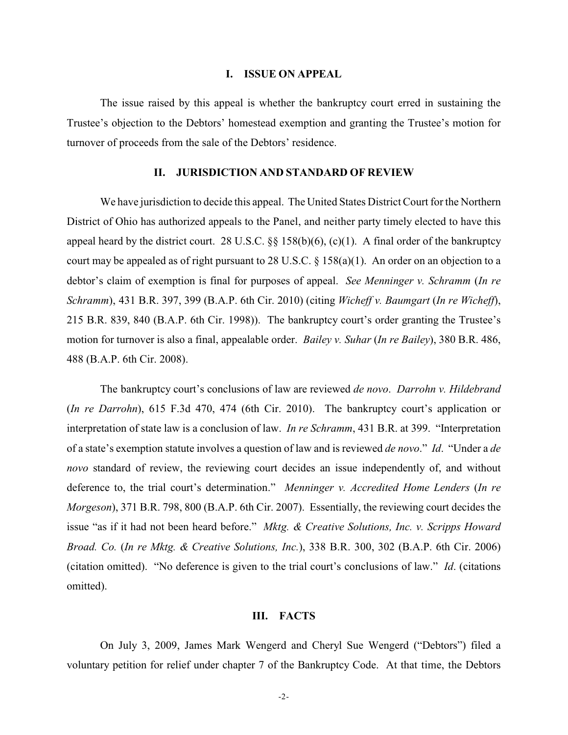## I. ISSUE ON APPEAL

The issue raised by this appeal is whether the bankruptcy court erred in sustaining the Trustee's objection to the Debtors' homestead exemption and granting the Trustee's motion for turnover of proceeds from the sale of the Debtors' residence.

## II. JURISDICTION AND STANDARD OF REVIEW

We have jurisdiction to decide this appeal. The United States District Court for the Northern District of Ohio has authorized appeals to the Panel, and neither party timely elected to have this appeal heard by the district court. 28 U.S.C. §§ 158(b)(6), (c)(1). A final order of the bankruptcy court may be appealed as of right pursuant to 28 U.S.C. § 158(a)(1). An order on an objection to a debtor's claim of exemption is final for purposes of appeal. *See Menninger v. Schramm* (*In re Schramm*), 431 B.R. 397, 399 (B.A.P. 6th Cir. 2010) (citing *Wicheff v. Baumgart* (*In re Wicheff*), 215 B.R. 839, 840 (B.A.P. 6th Cir. 1998)). The bankruptcy court's order granting the Trustee's motion for turnover is also a final, appealable order. *Bailey v. Suhar* (*In re Bailey*), 380 B.R. 486, 488 (B.A.P. 6th Cir. 2008).

The bankruptcy court's conclusions of law are reviewed *de novo*. *Darrohn v. Hildebrand* (*In re Darrohn*), 615 F.3d 470, 474 (6th Cir. 2010). The bankruptcy court's application or interpretation of state law is a conclusion of law. *In re Schramm*, 431 B.R. at 399. "Interpretation of a state's exemption statute involves a question of law and is reviewed *de novo*." *Id*. "Under a *de novo* standard of review, the reviewing court decides an issue independently of, and without deference to, the trial court's determination." *Menninger v. Accredited Home Lenders* (*In re Morgeson*), 371 B.R. 798, 800 (B.A.P. 6th Cir. 2007). Essentially, the reviewing court decides the issue "as if it had not been heard before." *Mktg. & Creative Solutions, Inc. v. Scripps Howard Broad. Co.* (*In re Mktg. & Creative Solutions, Inc.*), 338 B.R. 300, 302 (B.A.P. 6th Cir. 2006) (citation omitted). "No deference is given to the trial court's conclusions of law." *Id*. (citations omitted).

## III. FACTS

On July 3, 2009, James Mark Wengerd and Cheryl Sue Wengerd ("Debtors") filed a voluntary petition for relief under chapter 7 of the Bankruptcy Code. At that time, the Debtors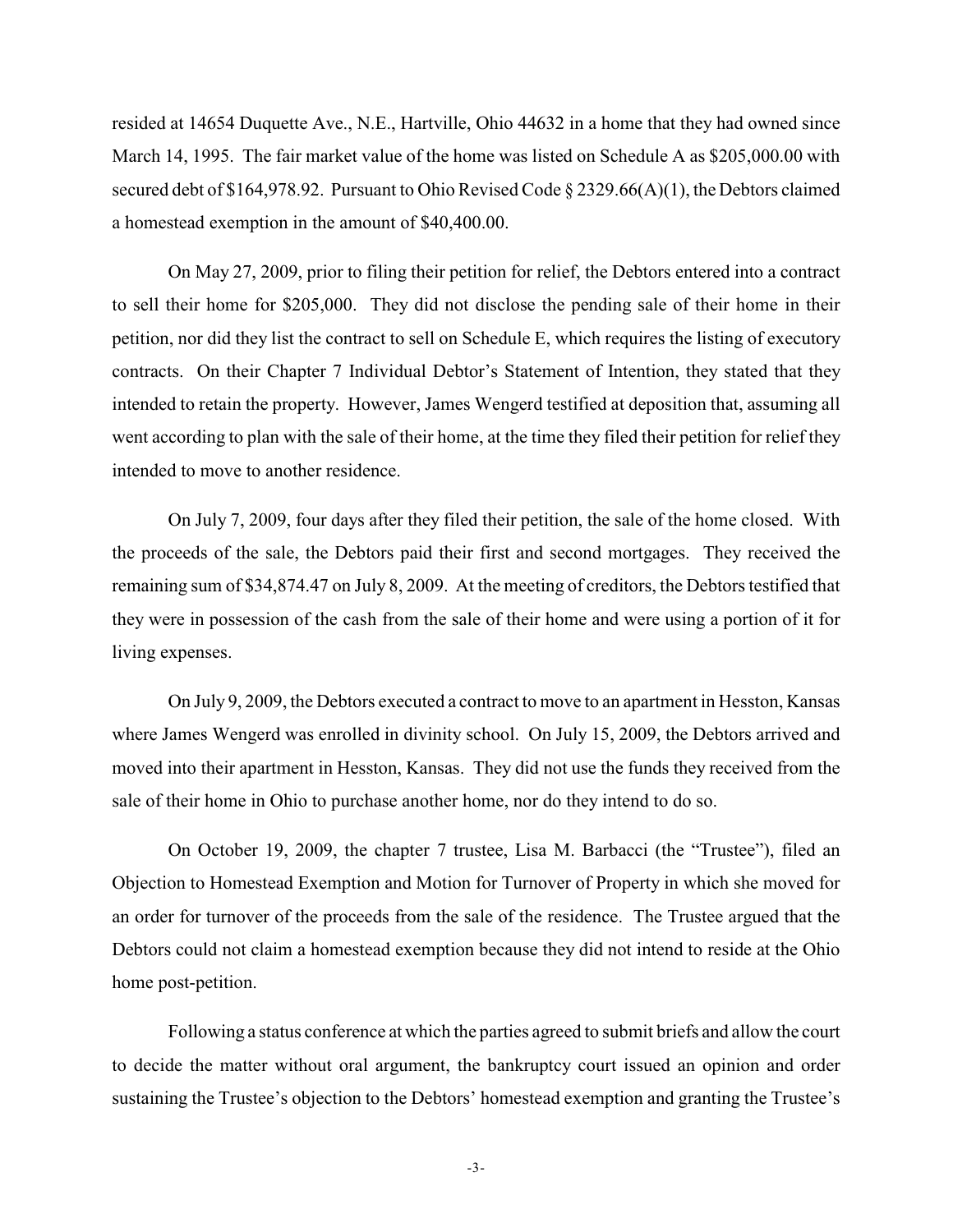resided at 14654 Duquette Ave., N.E., Hartville, Ohio 44632 in a home that they had owned since March 14, 1995. The fair market value of the home was listed on Schedule A as $205,000.00 with secured debt of $164,978.92. Pursuant to Ohio Revised Code § 2329.66(A)(1), the Debtors claimed a homestead exemption in the amount of $40,400.00.

On May 27, 2009, prior to filing their petition for relief, the Debtors entered into a contract to sell their home for $205,000. They did not disclose the pending sale of their home in their petition, nor did they list the contract to sell on Schedule E, which requires the listing of executory contracts. On their Chapter 7 Individual Debtor's Statement of Intention, they stated that they intended to retain the property. However, James Wengerd testified at deposition that, assuming all went according to plan with the sale of their home, at the time they filed their petition for relief they intended to move to another residence.

On July 7, 2009, four days after they filed their petition, the sale of the home closed. With the proceeds of the sale, the Debtors paid their first and second mortgages. They received the remaining sum of $34,874.47 on July 8, 2009. At the meeting of creditors, the Debtors testified that they were in possession of the cash from the sale of their home and were using a portion of it for living expenses.

On July 9, 2009, the Debtors executed a contract to move to an apartment in Hesston, Kansas where James Wengerd was enrolled in divinity school. On July 15, 2009, the Debtors arrived and moved into their apartment in Hesston, Kansas. They did not use the funds they received from the sale of their home in Ohio to purchase another home, nor do they intend to do so.

On October 19, 2009, the chapter 7 trustee, Lisa M. Barbacci (the "Trustee"), filed an Objection to Homestead Exemption and Motion for Turnover of Property in which she moved for an order for turnover of the proceeds from the sale of the residence. The Trustee argued that the Debtors could not claim a homestead exemption because they did not intend to reside at the Ohio home post-petition.

Following a status conference at which the parties agreed to submit briefs and allow the court to decide the matter without oral argument, the bankruptcy court issued an opinion and order sustaining the Trustee's objection to the Debtors' homestead exemption and granting the Trustee's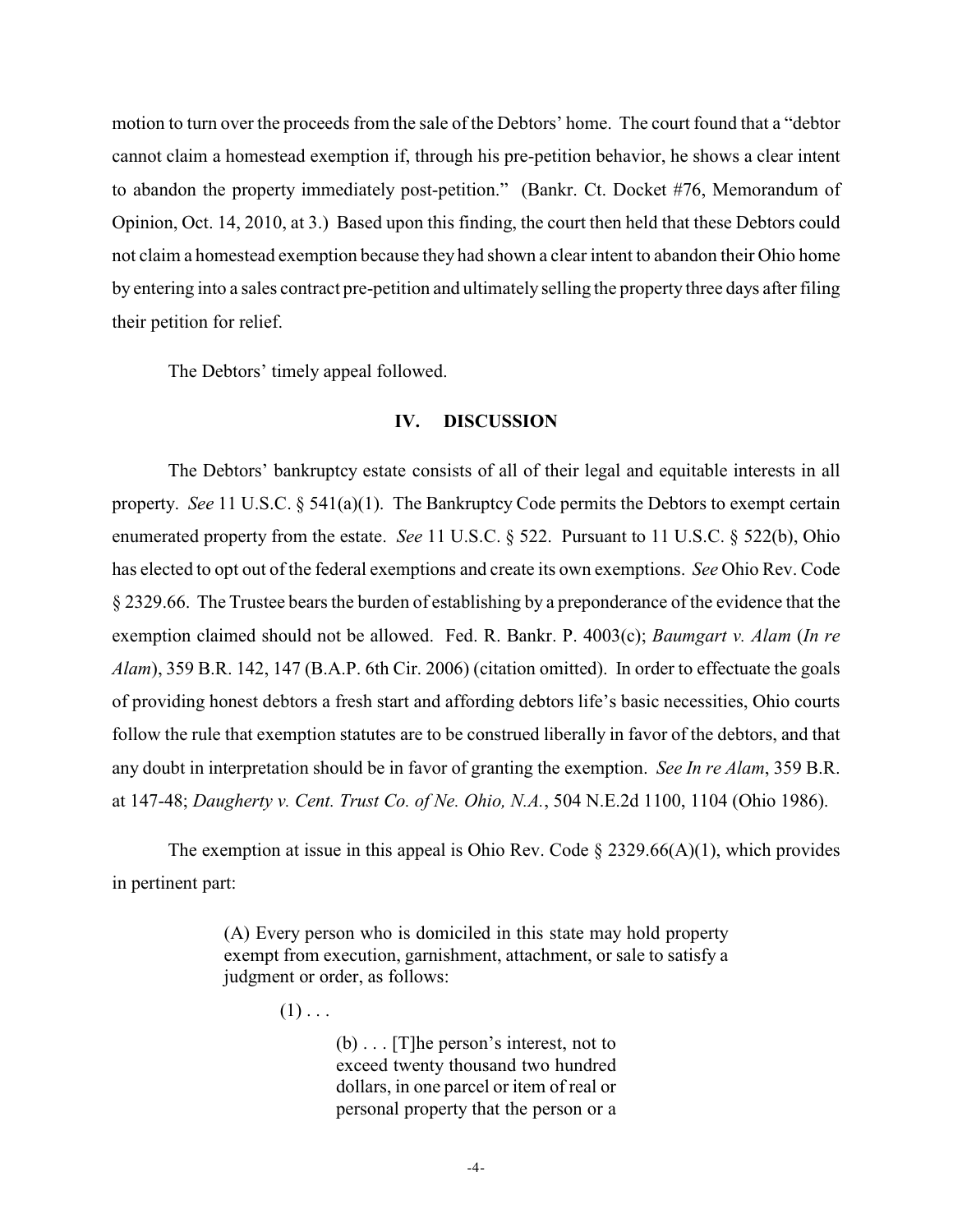motion to turn over the proceeds from the sale of the Debtors' home. The court found that a "debtor cannot claim a homestead exemption if, through his pre-petition behavior, he shows a clear intent to abandon the property immediately post-petition." (Bankr. Ct. Docket #76, Memorandum of Opinion, Oct. 14, 2010, at 3.) Based upon this finding, the court then held that these Debtors could not claim a homestead exemption because they had shown a clear intent to abandon their Ohio home by entering into a sales contract pre-petition and ultimately selling the property three days after filing their petition for relief.

The Debtors' timely appeal followed.

## IV. DISCUSSION

The Debtors' bankruptcy estate consists of all of their legal and equitable interests in all property. *See* 11 U.S.C. § 541(a)(1). The Bankruptcy Code permits the Debtors to exempt certain enumerated property from the estate. *See* 11 U.S.C. § 522. Pursuant to 11 U.S.C. § 522(b), Ohio has elected to opt out of the federal exemptions and create its own exemptions. *See* Ohio Rev. Code § 2329.66. The Trustee bears the burden of establishing by a preponderance of the evidence that the exemption claimed should not be allowed. Fed. R. Bankr. P. 4003(c); *Baumgart v. Alam* (*In re Alam*), 359 B.R. 142, 147 (B.A.P. 6th Cir. 2006) (citation omitted). In order to effectuate the goals of providing honest debtors a fresh start and affording debtors life's basic necessities, Ohio courts follow the rule that exemption statutes are to be construed liberally in favor of the debtors, and that any doubt in interpretation should be in favor of granting the exemption. *See In re Alam*, 359 B.R. at 147-48; *Daugherty v. Cent. Trust Co. of Ne. Ohio, N.A.*, 504 N.E.2d 1100, 1104 (Ohio 1986).

The exemption at issue in this appeal is Ohio Rev. Code § 2329.66(A)(1), which provides in pertinent part:

> (A) Every person who is domiciled in this state may hold property exempt from execution, garnishment, attachment, or sale to satisfy a judgment or order, as follows:
>
> (1) . . .
>
> (b) . . . [T]he person's interest, not to exceed twenty thousand two hundred dollars, in one parcel or item of real or personal property that the person or a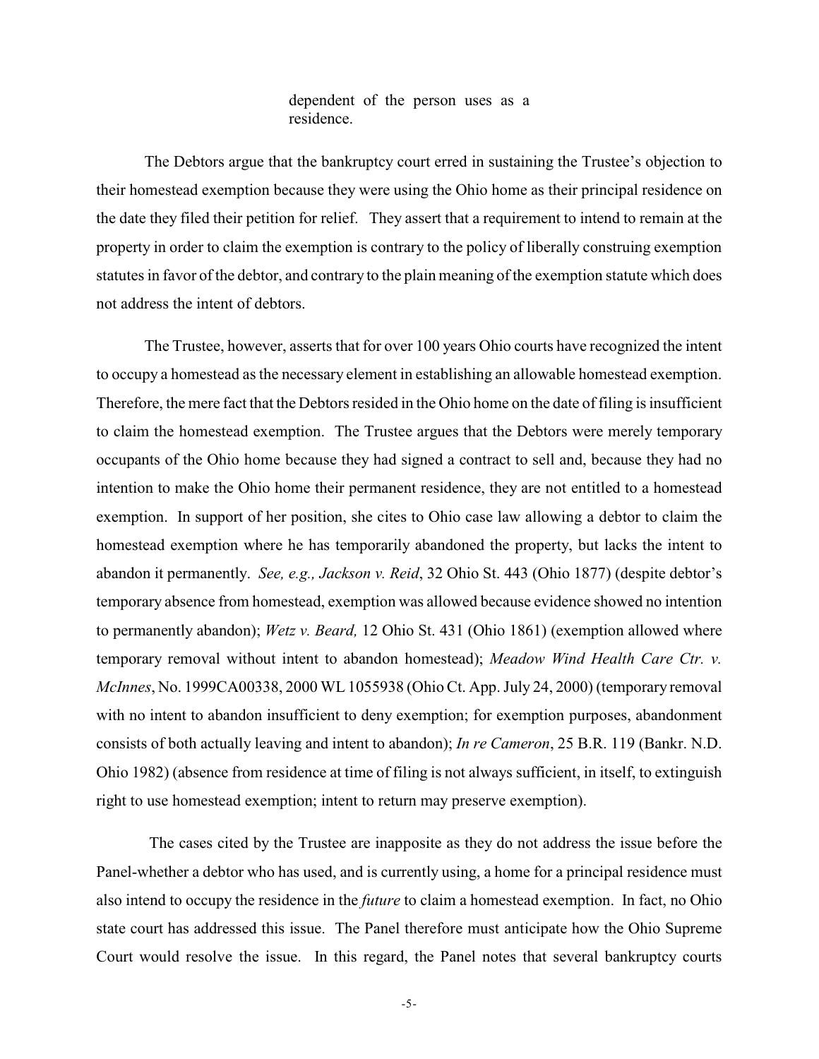> dependent of the person uses as a residence.

The Debtors argue that the bankruptcy court erred in sustaining the Trustee's objection to their homestead exemption because they were using the Ohio home as their principal residence on the date they filed their petition for relief. They assert that a requirement to intend to remain at the property in order to claim the exemption is contrary to the policy of liberally construing exemption statutes in favor of the debtor, and contrary to the plain meaning of the exemption statute which does not address the intent of debtors.

The Trustee, however, asserts that for over 100 years Ohio courts have recognized the intent to occupy a homestead as the necessary element in establishing an allowable homestead exemption. Therefore, the mere fact that the Debtors resided in the Ohio home on the date of filing is insufficient to claim the homestead exemption. The Trustee argues that the Debtors were merely temporary occupants of the Ohio home because they had signed a contract to sell and, because they had no intention to make the Ohio home their permanent residence, they are not entitled to a homestead exemption. In support of her position, she cites to Ohio case law allowing a debtor to claim the homestead exemption where he has temporarily abandoned the property, but lacks the intent to abandon it permanently. *See, e.g., Jackson v. Reid*, 32 Ohio St. 443 (Ohio 1877) (despite debtor's temporary absence from homestead, exemption was allowed because evidence showed no intention to permanently abandon); *Wetz v. Beard,* 12 Ohio St. 431 (Ohio 1861) (exemption allowed where temporary removal without intent to abandon homestead); *Meadow Wind Health Care Ctr. v. McInnes*, No. 1999CA00338, 2000 WL 1055938 (Ohio Ct. App. July 24, 2000) (temporary removal with no intent to abandon insufficient to deny exemption; for exemption purposes, abandonment consists of both actually leaving and intent to abandon); *In re Cameron*, 25 B.R. 119 (Bankr. N.D. Ohio 1982) (absence from residence at time of filing is not always sufficient, in itself, to extinguish right to use homestead exemption; intent to return may preserve exemption).

The cases cited by the Trustee are inapposite as they do not address the issue before the Panel-whether a debtor who has used, and is currently using, a home for a principal residence must also intend to occupy the residence in the *future* to claim a homestead exemption. In fact, no Ohio state court has addressed this issue. The Panel therefore must anticipate how the Ohio Supreme Court would resolve the issue. In this regard, the Panel notes that several bankruptcy courts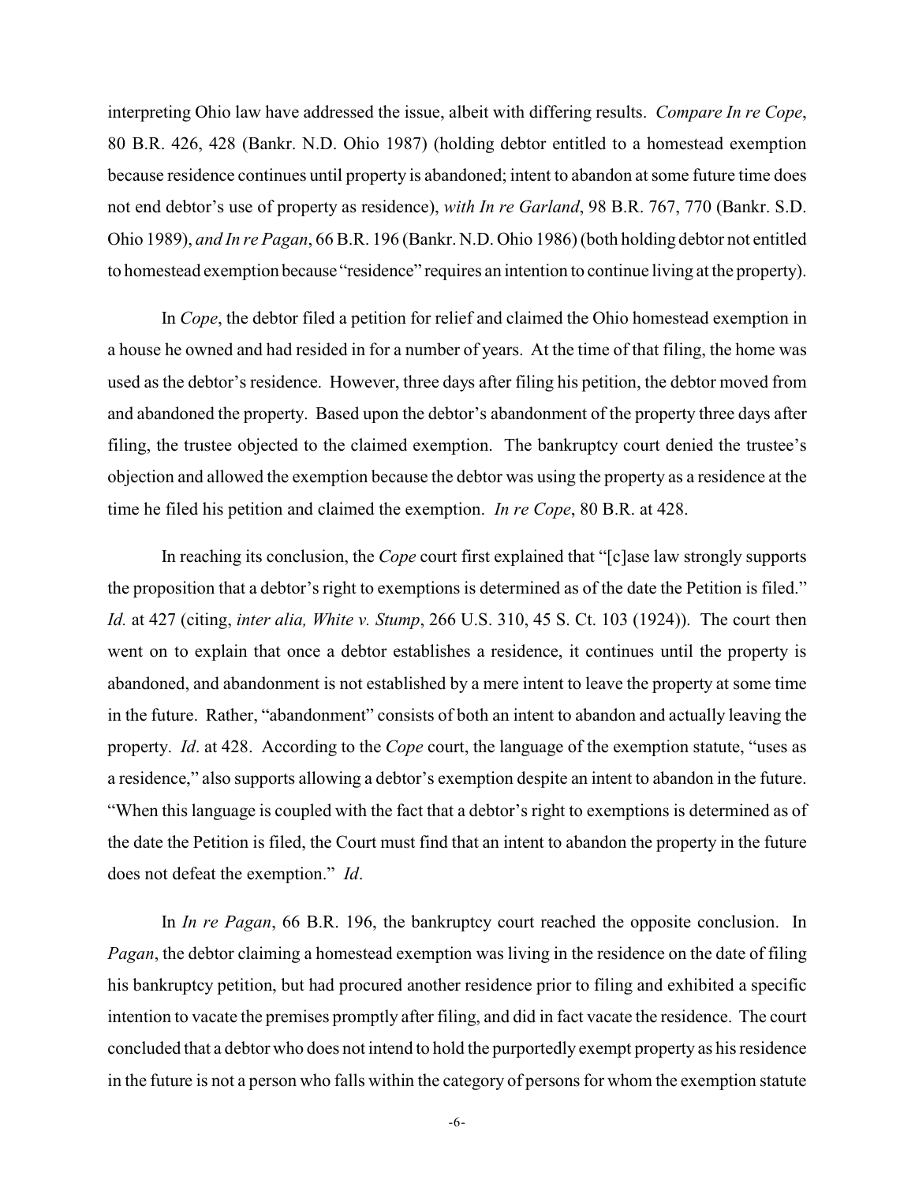interpreting Ohio law have addressed the issue, albeit with differing results. *Compare In re Cope*, 80 B.R. 426, 428 (Bankr. N.D. Ohio 1987) (holding debtor entitled to a homestead exemption because residence continues until property is abandoned; intent to abandon at some future time does not end debtor's use of property as residence), *with In re Garland*, 98 B.R. 767, 770 (Bankr. S.D. Ohio 1989), *and In re Pagan*, 66 B.R. 196 (Bankr. N.D. Ohio 1986) (both holding debtor not entitled to homestead exemption because "residence" requires an intention to continue living at the property).

In *Cope*, the debtor filed a petition for relief and claimed the Ohio homestead exemption in a house he owned and had resided in for a number of years. At the time of that filing, the home was used as the debtor's residence. However, three days after filing his petition, the debtor moved from and abandoned the property. Based upon the debtor's abandonment of the property three days after filing, the trustee objected to the claimed exemption. The bankruptcy court denied the trustee's objection and allowed the exemption because the debtor was using the property as a residence at the time he filed his petition and claimed the exemption. *In re Cope*, 80 B.R. at 428.

In reaching its conclusion, the *Cope* court first explained that "[c]ase law strongly supports the proposition that a debtor's right to exemptions is determined as of the date the Petition is filed." *Id.* at 427 (citing, *inter alia, White v. Stump*, 266 U.S. 310, 45 S. Ct. 103 (1924)). The court then went on to explain that once a debtor establishes a residence, it continues until the property is abandoned, and abandonment is not established by a mere intent to leave the property at some time in the future. Rather, "abandonment" consists of both an intent to abandon and actually leaving the property. *Id*. at 428. According to the *Cope* court, the language of the exemption statute, "uses as a residence," also supports allowing a debtor's exemption despite an intent to abandon in the future. "When this language is coupled with the fact that a debtor's right to exemptions is determined as of the date the Petition is filed, the Court must find that an intent to abandon the property in the future does not defeat the exemption." *Id*.

In *In re Pagan*, 66 B.R. 196, the bankruptcy court reached the opposite conclusion. In *Pagan*, the debtor claiming a homestead exemption was living in the residence on the date of filing his bankruptcy petition, but had procured another residence prior to filing and exhibited a specific intention to vacate the premises promptly after filing, and did in fact vacate the residence. The court concluded that a debtor who does not intend to hold the purportedly exempt property as his residence in the future is not a person who falls within the category of persons for whom the exemption statute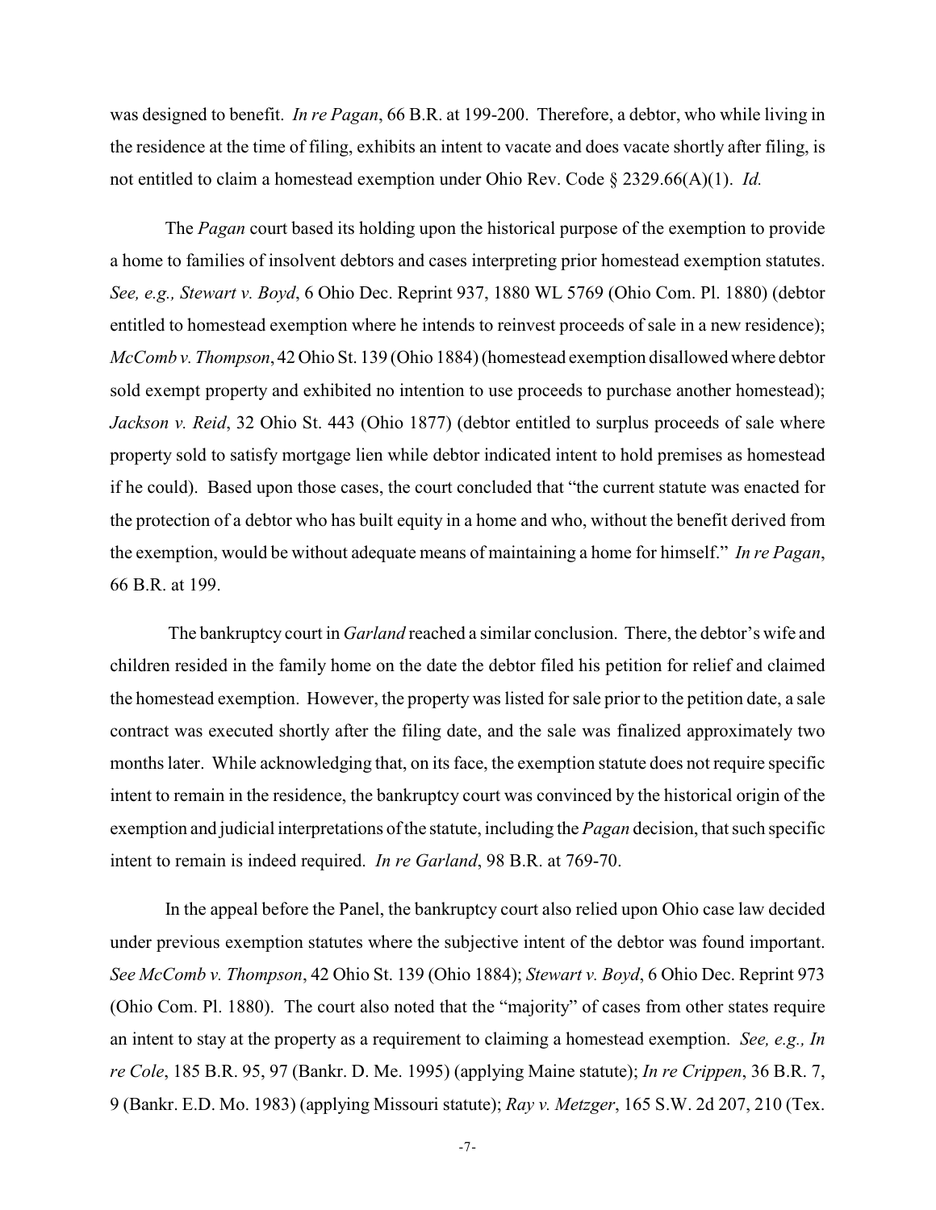was designed to benefit. *In re Pagan*, 66 B.R. at 199-200. Therefore, a debtor, who while living in the residence at the time of filing, exhibits an intent to vacate and does vacate shortly after filing, is not entitled to claim a homestead exemption under Ohio Rev. Code § 2329.66(A)(1). *Id.*

The *Pagan* court based its holding upon the historical purpose of the exemption to provide a home to families of insolvent debtors and cases interpreting prior homestead exemption statutes. *See, e.g., Stewart v. Boyd*, 6 Ohio Dec. Reprint 937, 1880 WL 5769 (Ohio Com. Pl. 1880) (debtor entitled to homestead exemption where he intends to reinvest proceeds of sale in a new residence); *McComb v. Thompson*, 42 Ohio St. 139 (Ohio 1884) (homestead exemption disallowed where debtor sold exempt property and exhibited no intention to use proceeds to purchase another homestead); *Jackson v. Reid*, 32 Ohio St. 443 (Ohio 1877) (debtor entitled to surplus proceeds of sale where property sold to satisfy mortgage lien while debtor indicated intent to hold premises as homestead if he could). Based upon those cases, the court concluded that "the current statute was enacted for the protection of a debtor who has built equity in a home and who, without the benefit derived from the exemption, would be without adequate means of maintaining a home for himself." *In re Pagan*, 66 B.R. at 199.

The bankruptcy court in *Garland* reached a similar conclusion. There, the debtor's wife and children resided in the family home on the date the debtor filed his petition for relief and claimed the homestead exemption. However, the property was listed for sale prior to the petition date, a sale contract was executed shortly after the filing date, and the sale was finalized approximately two months later. While acknowledging that, on its face, the exemption statute does not require specific intent to remain in the residence, the bankruptcy court was convinced by the historical origin of the exemption and judicial interpretations of the statute, including the *Pagan* decision, that such specific intent to remain is indeed required. *In re Garland*, 98 B.R. at 769-70.

In the appeal before the Panel, the bankruptcy court also relied upon Ohio case law decided under previous exemption statutes where the subjective intent of the debtor was found important. *See McComb v. Thompson*, 42 Ohio St. 139 (Ohio 1884); *Stewart v. Boyd*, 6 Ohio Dec. Reprint 973 (Ohio Com. Pl. 1880). The court also noted that the "majority" of cases from other states require an intent to stay at the property as a requirement to claiming a homestead exemption. *See, e.g., In re Cole*, 185 B.R. 95, 97 (Bankr. D. Me. 1995) (applying Maine statute); *In re Crippen*, 36 B.R. 7, 9 (Bankr. E.D. Mo. 1983) (applying Missouri statute); *Ray v. Metzger*, 165 S.W. 2d 207, 210 (Tex.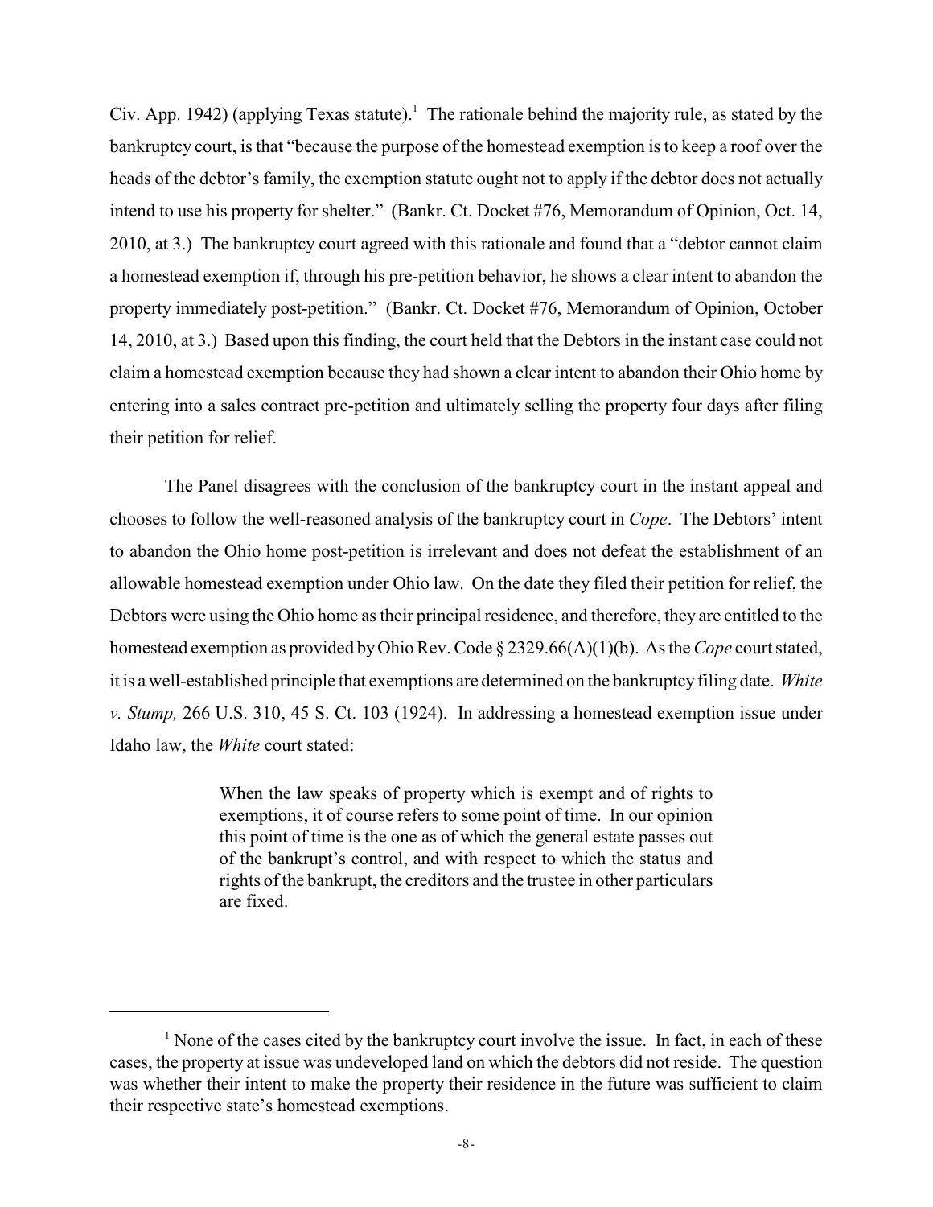Civ. App. 1942) (applying Texas statute).[1] The rationale behind the majority rule, as stated by the bankruptcy court, is that "because the purpose of the homestead exemption is to keep a roof over the heads of the debtor's family, the exemption statute ought not to apply if the debtor does not actually intend to use his property for shelter." (Bankr. Ct. Docket #76, Memorandum of Opinion, Oct. 14, 2010, at 3.) The bankruptcy court agreed with this rationale and found that a "debtor cannot claim a homestead exemption if, through his pre-petition behavior, he shows a clear intent to abandon the property immediately post-petition." (Bankr. Ct. Docket #76, Memorandum of Opinion, October 14, 2010, at 3.) Based upon this finding, the court held that the Debtors in the instant case could not claim a homestead exemption because they had shown a clear intent to abandon their Ohio home by entering into a sales contract pre-petition and ultimately selling the property four days after filing their petition for relief.

The Panel disagrees with the conclusion of the bankruptcy court in the instant appeal and chooses to follow the well-reasoned analysis of the bankruptcy court in *Cope*. The Debtors' intent to abandon the Ohio home post-petition is irrelevant and does not defeat the establishment of an allowable homestead exemption under Ohio law. On the date they filed their petition for relief, the Debtors were using the Ohio home as their principal residence, and therefore, they are entitled to the homestead exemption as provided by Ohio Rev. Code § 2329.66(A)(1)(b). As the *Cope* court stated, it is a well-established principle that exemptions are determined on the bankruptcy filing date. *White v. Stump,* 266 U.S. 310, 45 S. Ct. 103 (1924). In addressing a homestead exemption issue under Idaho law, the *White* court stated:

> When the law speaks of property which is exempt and of rights to exemptions, it of course refers to some point of time. In our opinion this point of time is the one as of which the general estate passes out of the bankrupt's control, and with respect to which the status and rights of the bankrupt, the creditors and the trustee in other particulars are fixed.

---

[1] None of the cases cited by the bankruptcy court involve the issue. In fact, in each of these cases, the property at issue was undeveloped land on which the debtors did not reside. The question was whether their intent to make the property their residence in the future was sufficient to claim their respective state's homestead exemptions.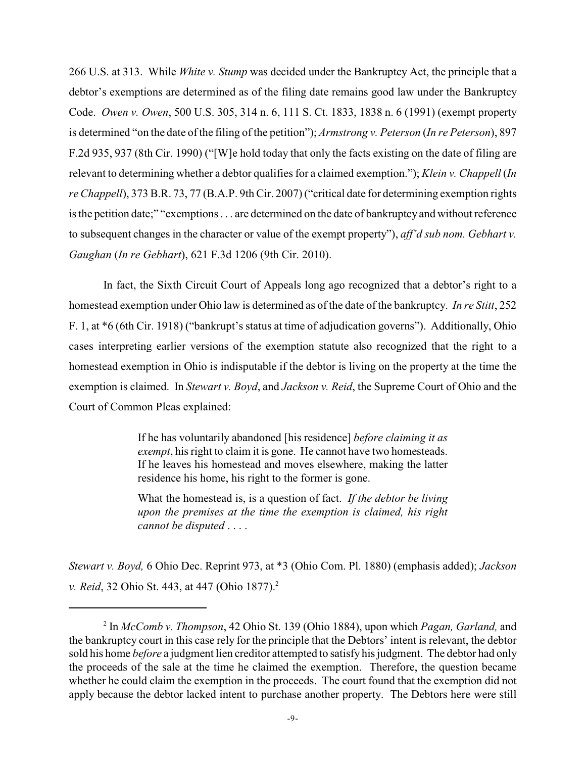266 U.S. at 313. While *White v. Stump* was decided under the Bankruptcy Act, the principle that a debtor's exemptions are determined as of the filing date remains good law under the Bankruptcy Code. *Owen v. Owen*, 500 U.S. 305, 314 n. 6, 111 S. Ct. 1833, 1838 n. 6 (1991) (exempt property is determined "on the date of the filing of the petition"); *Armstrong v. Peterson* (*In re Peterson*), 897 F.2d 935, 937 (8th Cir. 1990) ("[W]e hold today that only the facts existing on the date of filing are relevant to determining whether a debtor qualifies for a claimed exemption."); *Klein v. Chappell* (*In re Chappell*), 373 B.R. 73, 77 (B.A.P. 9th Cir. 2007) ("critical date for determining exemption rights is the petition date;" "exemptions . . . are determined on the date of bankruptcy and without reference to subsequent changes in the character or value of the exempt property"), *aff'd sub nom. Gebhart v. Gaughan* (*In re Gebhart*), 621 F.3d 1206 (9th Cir. 2010).

In fact, the Sixth Circuit Court of Appeals long ago recognized that a debtor's right to a homestead exemption under Ohio law is determined as of the date of the bankruptcy. *In re Stitt*, 252 F. 1, at *6 (6th Cir. 1918) ("bankrupt's status at time of adjudication governs"). Additionally, Ohio cases interpreting earlier versions of the exemption statute also recognized that the right to a homestead exemption in Ohio is indisputable if the debtor is living on the property at the time the exemption is claimed. In *Stewart v. Boyd*, and *Jackson v. Reid*, the Supreme Court of Ohio and the Court of Common Pleas explained:

> If he has voluntarily abandoned [his residence] *before claiming it as exempt*, his right to claim it is gone. He cannot have two homesteads. If he leaves his homestead and moves elsewhere, making the latter residence his home, his right to the former is gone.
>
> What the homestead is, is a question of fact. *If the debtor be living upon the premises at the time the exemption is claimed, his right cannot be disputed* . . . .

*Stewart v. Boyd,* 6 Ohio Dec. Reprint 973, at *3 (Ohio Com. Pl. 1880) (emphasis added); *Jackson v. Reid*, 32 Ohio St. 443, at 447 (Ohio 1877).[2]

---

[2] In *McComb v. Thompson*, 42 Ohio St. 139 (Ohio 1884), upon which *Pagan, Garland,* and the bankruptcy court in this case rely for the principle that the Debtors' intent is relevant, the debtor sold his home *before* a judgment lien creditor attempted to satisfy his judgment. The debtor had only the proceeds of the sale at the time he claimed the exemption. Therefore, the question became whether he could claim the exemption in the proceeds. The court found that the exemption did not apply because the debtor lacked intent to purchase another property. The Debtors here were still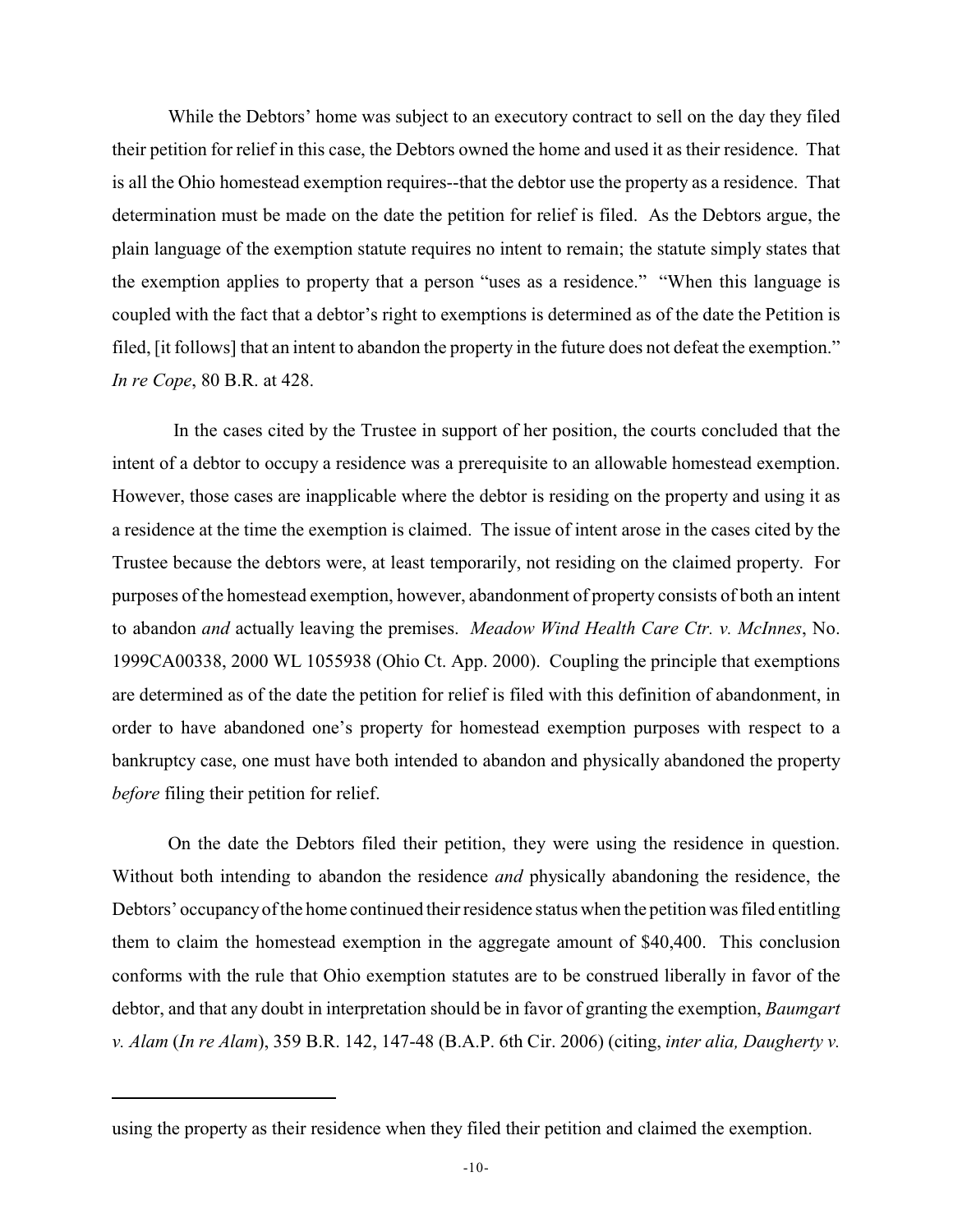While the Debtors' home was subject to an executory contract to sell on the day they filed their petition for relief in this case, the Debtors owned the home and used it as their residence. That is all the Ohio homestead exemption requires--that the debtor use the property as a residence. That determination must be made on the date the petition for relief is filed. As the Debtors argue, the plain language of the exemption statute requires no intent to remain; the statute simply states that the exemption applies to property that a person "uses as a residence." "When this language is coupled with the fact that a debtor's right to exemptions is determined as of the date the Petition is filed, [it follows] that an intent to abandon the property in the future does not defeat the exemption." *In re Cope*, 80 B.R. at 428.

In the cases cited by the Trustee in support of her position, the courts concluded that the intent of a debtor to occupy a residence was a prerequisite to an allowable homestead exemption. However, those cases are inapplicable where the debtor is residing on the property and using it as a residence at the time the exemption is claimed. The issue of intent arose in the cases cited by the Trustee because the debtors were, at least temporarily, not residing on the claimed property. For purposes of the homestead exemption, however, abandonment of property consists of both an intent to abandon *and* actually leaving the premises. *Meadow Wind Health Care Ctr. v. McInnes*, No. 1999CA00338, 2000 WL 1055938 (Ohio Ct. App. 2000). Coupling the principle that exemptions are determined as of the date the petition for relief is filed with this definition of abandonment, in order to have abandoned one's property for homestead exemption purposes with respect to a bankruptcy case, one must have both intended to abandon and physically abandoned the property *before* filing their petition for relief.

On the date the Debtors filed their petition, they were using the residence in question. Without both intending to abandon the residence *and* physically abandoning the residence, the Debtors' occupancy of the home continued their residence status when the petition was filed entitling them to claim the homestead exemption in the aggregate amount of $40,400. This conclusion conforms with the rule that Ohio exemption statutes are to be construed liberally in favor of the debtor, and that any doubt in interpretation should be in favor of granting the exemption, *Baumgart v. Alam* (*In re Alam*), 359 B.R. 142, 147-48 (B.A.P. 6th Cir. 2006) (citing, *inter alia, Daugherty v.*

---

using the property as their residence when they filed their petition and claimed the exemption.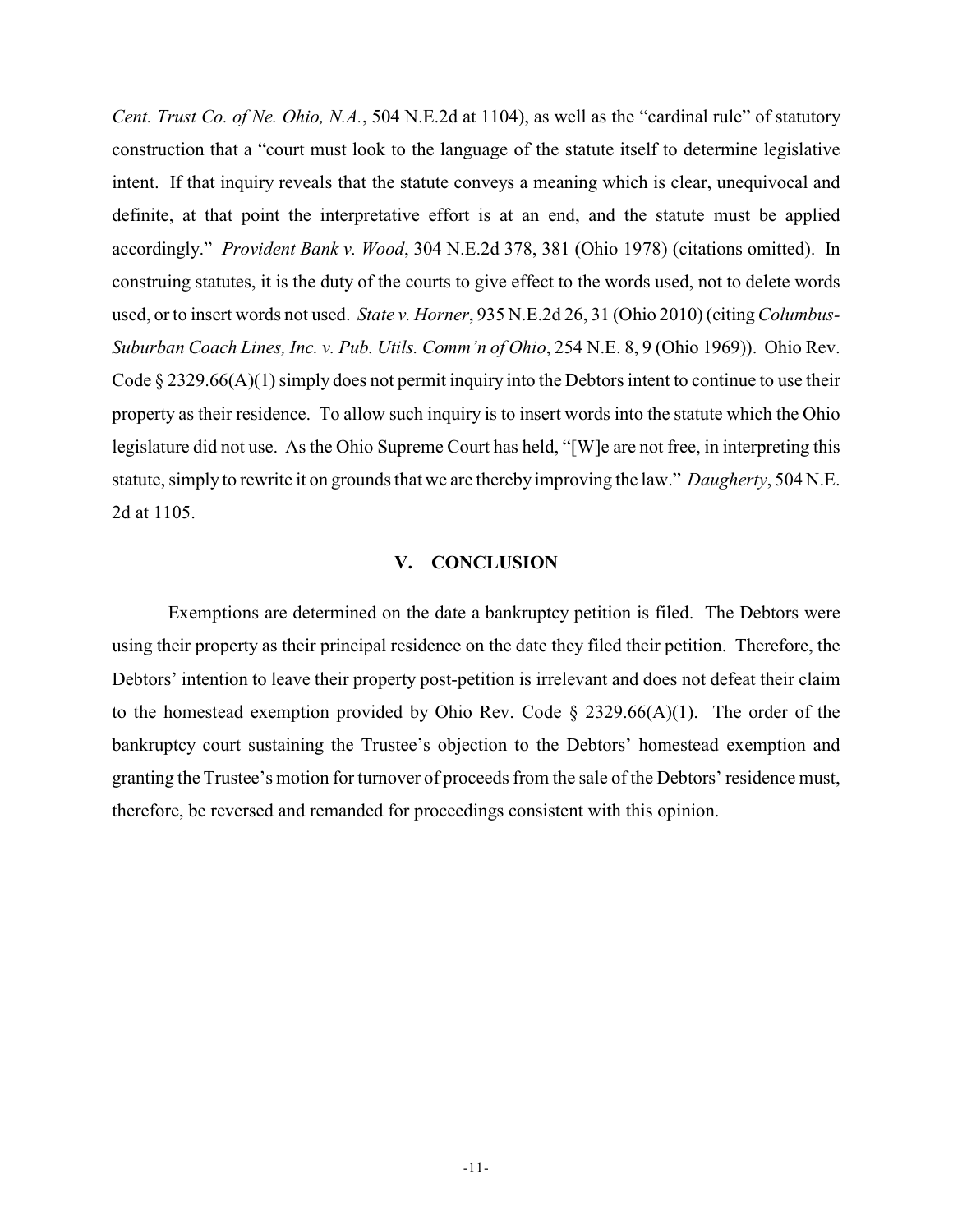*Cent. Trust Co. of Ne. Ohio, N.A.*, 504 N.E.2d at 1104), as well as the "cardinal rule" of statutory construction that a "court must look to the language of the statute itself to determine legislative intent. If that inquiry reveals that the statute conveys a meaning which is clear, unequivocal and definite, at that point the interpretative effort is at an end, and the statute must be applied accordingly." *Provident Bank v. Wood*, 304 N.E.2d 378, 381 (Ohio 1978) (citations omitted). In construing statutes, it is the duty of the courts to give effect to the words used, not to delete words used, or to insert words not used. *State v. Horner*, 935 N.E.2d 26, 31 (Ohio 2010) (citing *Columbus-Suburban Coach Lines, Inc. v. Pub. Utils. Comm'n of Ohio*, 254 N.E. 8, 9 (Ohio 1969)). Ohio Rev. Code § 2329.66(A)(1) simply does not permit inquiry into the Debtors intent to continue to use their property as their residence. To allow such inquiry is to insert words into the statute which the Ohio legislature did not use. As the Ohio Supreme Court has held, "[W]e are not free, in interpreting this statute, simply to rewrite it on grounds that we are thereby improving the law." *Daugherty*, 504 N.E. 2d at 1105.

## V. CONCLUSION

Exemptions are determined on the date a bankruptcy petition is filed. The Debtors were using their property as their principal residence on the date they filed their petition. Therefore, the Debtors' intention to leave their property post-petition is irrelevant and does not defeat their claim to the homestead exemption provided by Ohio Rev. Code § 2329.66(A)(1). The order of the bankruptcy court sustaining the Trustee's objection to the Debtors' homestead exemption and granting the Trustee's motion for turnover of proceeds from the sale of the Debtors' residence must, therefore, be reversed and remanded for proceedings consistent with this opinion.